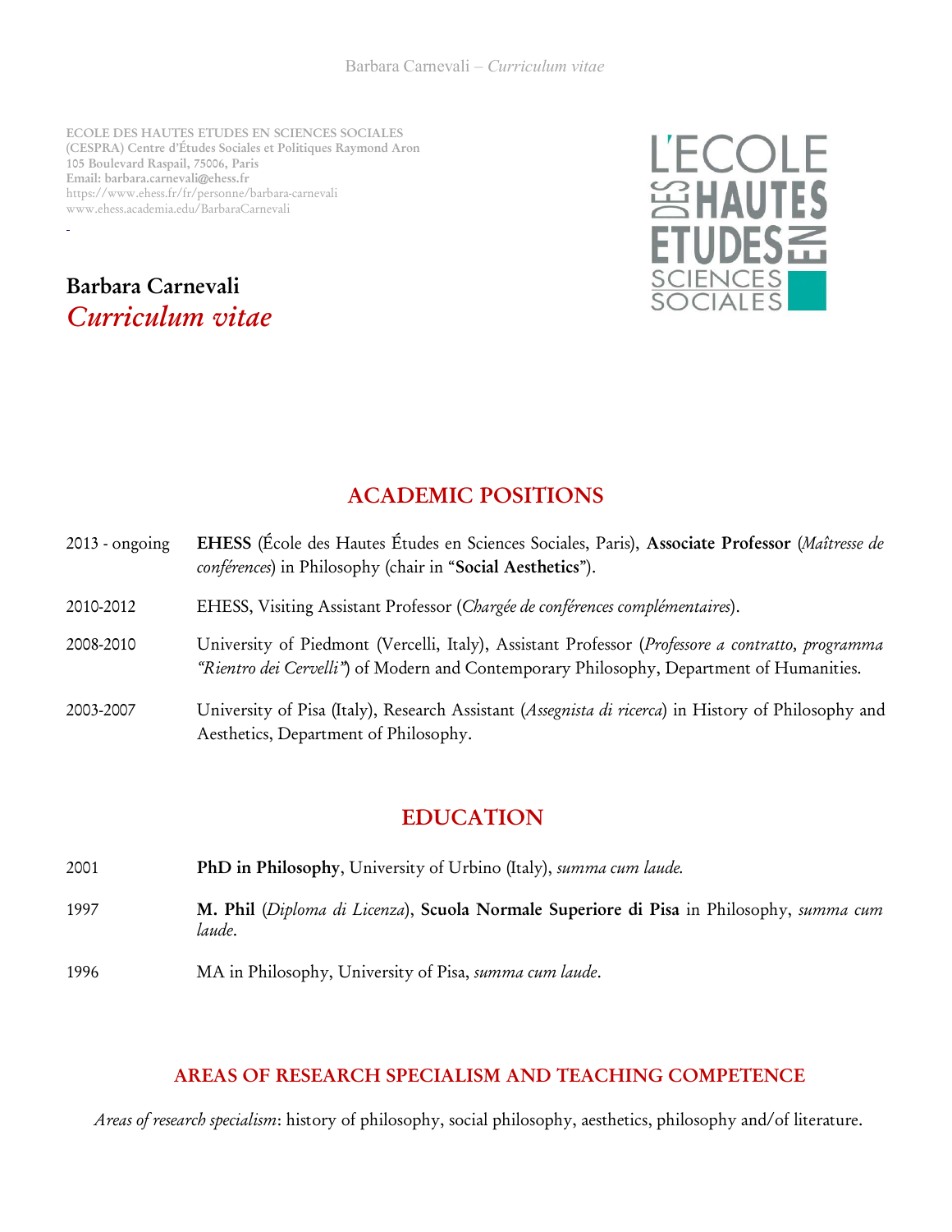ECOLE DES HAUTES ETUDES EN SCIENCES SOCIALES
(CESPRA) Centre d'Études Sociales et Politiques Raymond Aron
105 Boulevard Raspail, 75006, Paris
Email: barbara.carnevali@ehess.fr
https://www.ehess.fr/fr/personne/barbara-carnevali
www.ehess.academia.edu/BarbaraCarnevali

# Barbara Carnevali
*Curriculum vitae*

## ACADEMIC POSITIONS

2013 - ongoing — **EHESS** (École des Hautes Études en Sciences Sociales, Paris), **Associate Professor** (*Maîtresse de conférences*) in Philosophy (chair in "**Social Aesthetics**").

2010-2012 — EHESS, Visiting Assistant Professor (*Chargée de conférences complémentaires*).

2008-2010 — University of Piedmont (Vercelli, Italy), Assistant Professor (*Professore a contratto, programma "Rientro dei Cervelli"*) of Modern and Contemporary Philosophy, Department of Humanities.

2003-2007 — University of Pisa (Italy), Research Assistant (*Assegnista di ricerca*) in History of Philosophy and Aesthetics, Department of Philosophy.

## EDUCATION

2001 — **PhD in Philosophy**, University of Urbino (Italy), *summa cum laude.*

1997 — **M. Phil** (*Diploma di Licenza*), **Scuola Normale Superiore di Pisa** in Philosophy, *summa cum laude*.

1996 — MA in Philosophy, University of Pisa, *summa cum laude*.

## AREAS OF RESEARCH SPECIALISM AND TEACHING COMPETENCE

*Areas of research specialism*: history of philosophy, social philosophy, aesthetics, philosophy and/of literature.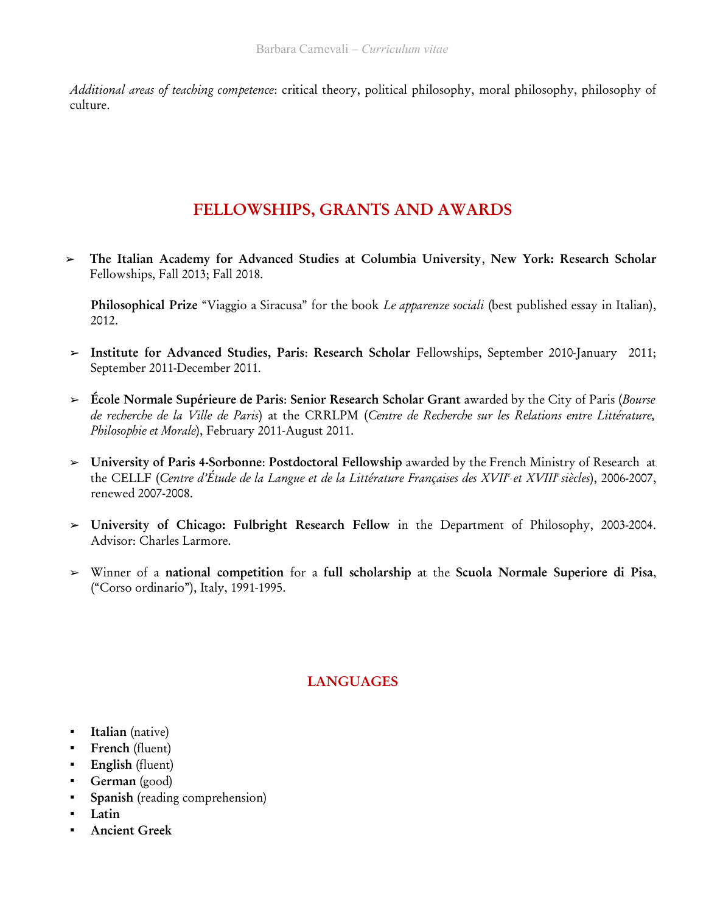*Additional areas of teaching competence*: critical theory, political philosophy, moral philosophy, philosophy of culture.

## FELLOWSHIPS, GRANTS AND AWARDS

- **The Italian Academy for Advanced Studies at Columbia University**, **New York: Research Scholar** Fellowships, Fall 2013; Fall 2018.

  **Philosophical Prize** "Viaggio a Siracusa" for the book *Le apparenze sociali* (best published essay in Italian), 2012.

- **Institute for Advanced Studies, Paris**: **Research Scholar** Fellowships, September 2010-January 2011; September 2011-December 2011.

- **École Normale Supérieure de Paris**: **Senior Research Scholar Grant** awarded by the City of Paris (*Bourse de recherche de la Ville de Paris*) at the CRRLPM (*Centre de Recherche sur les Relations entre Littérature, Philosophie et Morale*), February 2011-August 2011.

- **University of Paris 4-Sorbonne**: **Postdoctoral Fellowship** awarded by the French Ministry of Research at the CELLF (*Centre d'Étude de la Langue et de la Littérature Françaises des XVII*[e] *et XVIII*[e] *siècles*), 2006-2007, renewed 2007-2008.

- **University of Chicago: Fulbright Research Fellow** in the Department of Philosophy, 2003-2004. Advisor: Charles Larmore.

- Winner of a **national competition** for a **full scholarship** at the **Scuola Normale Superiore di Pisa**, ("Corso ordinario"), Italy, 1991-1995.

## LANGUAGES

- **Italian** (native)
- **French** (fluent)
- **English** (fluent)
- **German** (good)
- **Spanish** (reading comprehension)
- **Latin**
- **Ancient Greek**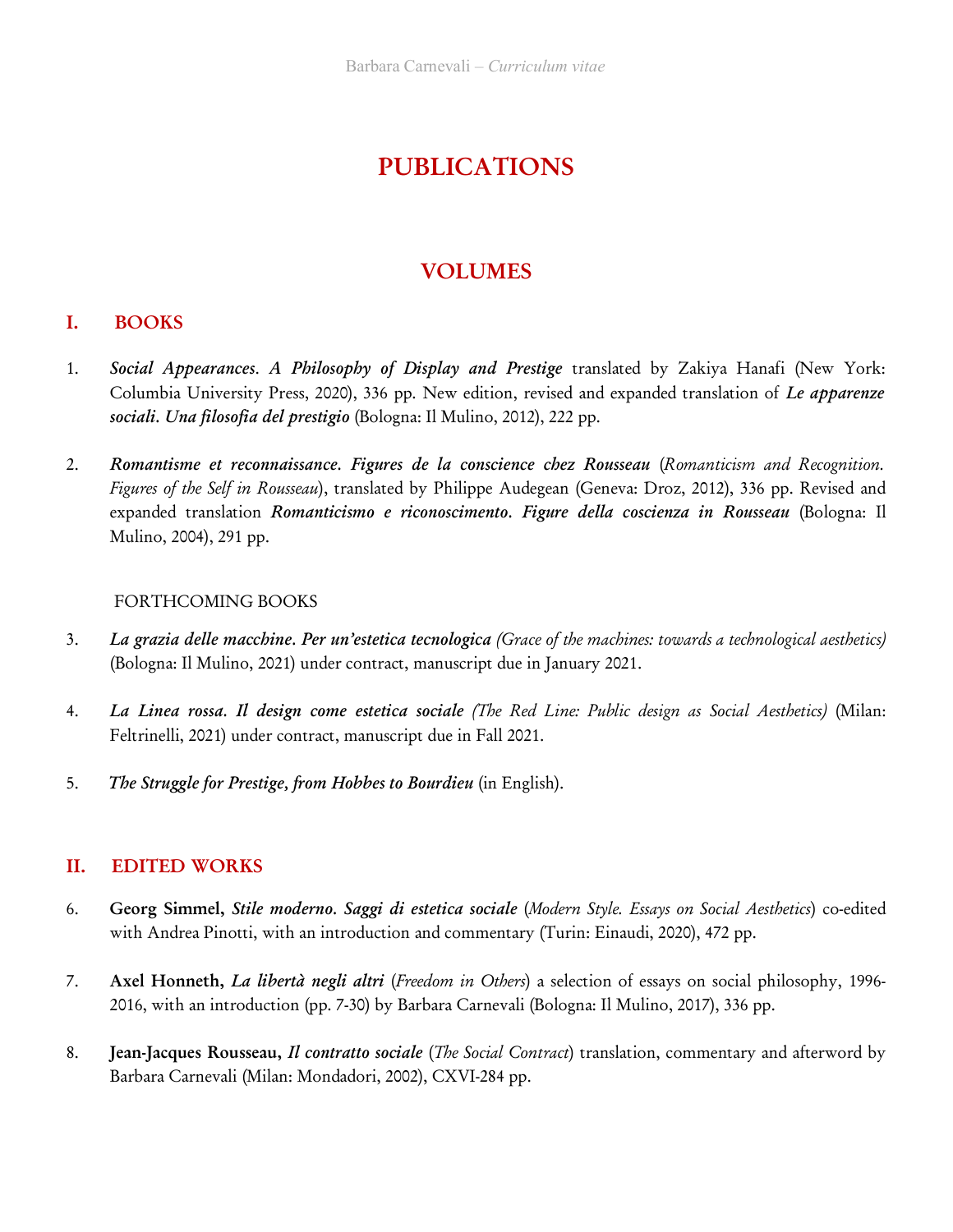# PUBLICATIONS

## VOLUMES

### I. BOOKS

1. ***Social Appearances. A Philosophy of Display and Prestige*** translated by Zakiya Hanafi (New York: Columbia University Press, 2020), 336 pp. New edition, revised and expanded translation of ***Le apparenze sociali. Una filosofia del prestigio*** (Bologna: Il Mulino, 2012), 222 pp.

2. ***Romantisme et reconnaissance. Figures de la conscience chez Rousseau*** (*Romanticism and Recognition. Figures of the Self in Rousseau*), translated by Philippe Audegean (Geneva: Droz, 2012), 336 pp. Revised and expanded translation ***Romanticismo e riconoscimento. Figure della coscienza in Rousseau*** (Bologna: Il Mulino, 2004), 291 pp.

FORTHCOMING BOOKS

3. ***La grazia delle macchine. Per un'estetica tecnologica*** *(Grace of the machines: towards a technological aesthetics)* (Bologna: Il Mulino, 2021) under contract, manuscript due in January 2021.

4. ***La Linea rossa. Il design come estetica sociale*** *(The Red Line: Public design as Social Aesthetics)* (Milan: Feltrinelli, 2021) under contract, manuscript due in Fall 2021.

5. ***The Struggle for Prestige, from Hobbes to Bourdieu*** (in English).

### II. EDITED WORKS

6. **Georg Simmel,** ***Stile moderno. Saggi di estetica sociale*** (*Modern Style. Essays on Social Aesthetics*) co-edited with Andrea Pinotti, with an introduction and commentary (Turin: Einaudi, 2020), 472 pp.

7. **Axel Honneth,** ***La libertà negli altri*** (*Freedom in Others*) a selection of essays on social philosophy, 1996-2016, with an introduction (pp. 7-30) by Barbara Carnevali (Bologna: Il Mulino, 2017), 336 pp.

8. **Jean-Jacques Rousseau,** ***Il contratto sociale*** (*The Social Contract*) translation, commentary and afterword by Barbara Carnevali (Milan: Mondadori, 2002), CXVI-284 pp.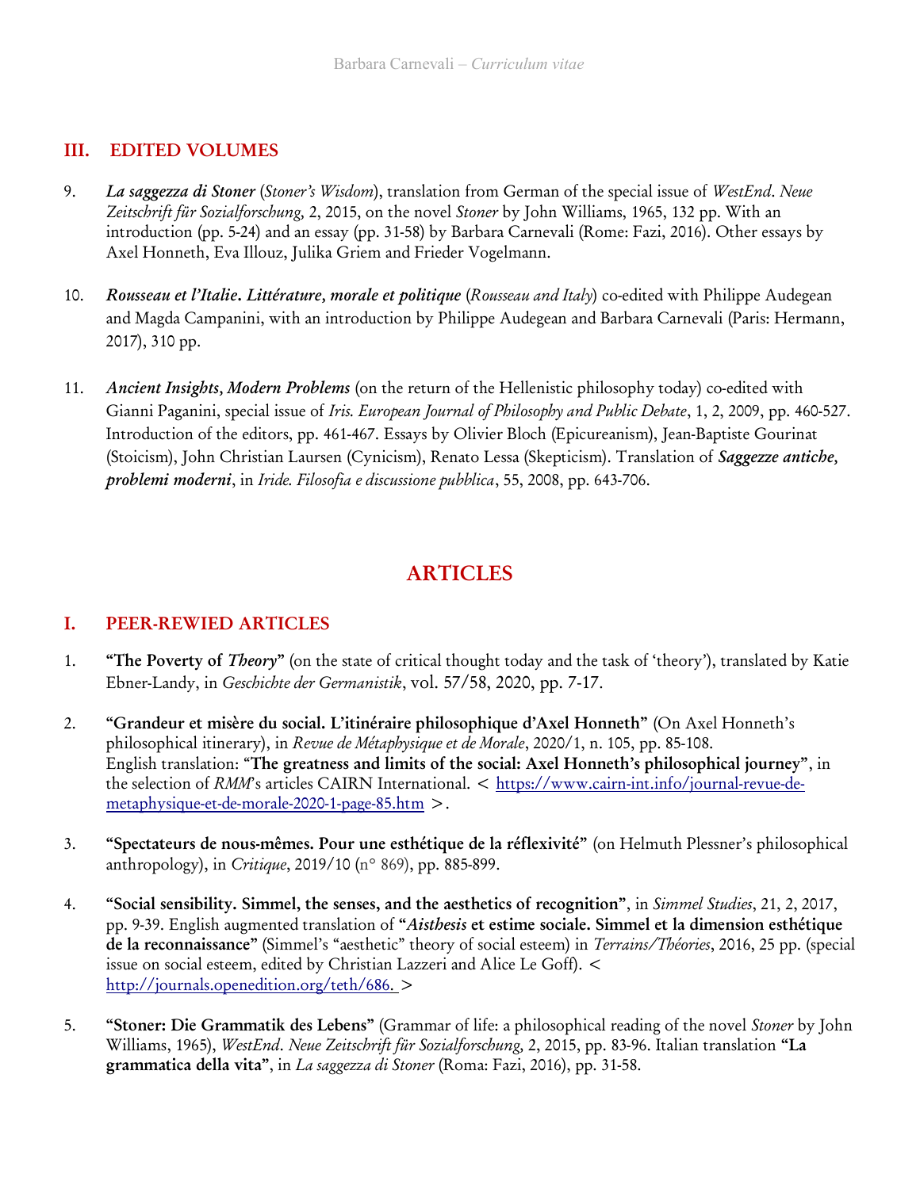## III. EDITED VOLUMES

9. ***La saggezza di Stoner*** (*Stoner's Wisdom*), translation from German of the special issue of *WestEnd. Neue Zeitschrift für Sozialforschung,* 2, 2015, on the novel *Stoner* by John Williams, 1965, 132 pp. With an introduction (pp. 5-24) and an essay (pp. 31-58) by Barbara Carnevali (Rome: Fazi, 2016). Other essays by Axel Honneth, Eva Illouz, Julika Griem and Frieder Vogelmann.

10. ***Rousseau et l'Italie. Littérature, morale et politique*** (*Rousseau and Italy*) co-edited with Philippe Audegean and Magda Campanini, with an introduction by Philippe Audegean and Barbara Carnevali (Paris: Hermann, 2017), 310 pp.

11. ***Ancient Insights, Modern Problems*** (on the return of the Hellenistic philosophy today) co-edited with Gianni Paganini, special issue of *Iris. European Journal of Philosophy and Public Debate*, 1, 2, 2009, pp. 460-527. Introduction of the editors, pp. 461-467. Essays by Olivier Bloch (Epicureanism), Jean-Baptiste Gourinat (Stoicism), John Christian Laursen (Cynicism), Renato Lessa (Skepticism). Translation of ***Saggezze antiche, problemi moderni***, in *Iride. Filosofia e discussione pubblica*, 55, 2008, pp. 643-706.

# ARTICLES

## I. PEER-REWIED ARTICLES

1. **"The Poverty of *Theory*"** (on the state of critical thought today and the task of 'theory'), translated by Katie Ebner-Landy, in *Geschichte der Germanistik*, vol. 57/58, 2020, pp. 7-17.

2. **"Grandeur et misère du social. L'itinéraire philosophique d'Axel Honneth"** (On Axel Honneth's philosophical itinerary), in *Revue de Métaphysique et de Morale*, 2020/1, n. 105, pp. 85-108. English translation: **"The greatness and limits of the social: Axel Honneth's philosophical journey"**, in the selection of *RMM*'s articles CAIRN International. < https://www.cairn-int.info/journal-revue-de-metaphysique-et-de-morale-2020-1-page-85.htm >.

3. **"Spectateurs de nous-mêmes. Pour une esthétique de la réflexivité"** (on Helmuth Plessner's philosophical anthropology), in *Critique*, 2019/10 (n° 869), pp. 885-899.

4. **"Social sensibility. Simmel, the senses, and the aesthetics of recognition"**, in *Simmel Studies*, 21, 2, 2017, pp. 9-39. English augmented translation of **"*Aisthesis* et estime sociale. Simmel et la dimension esthétique de la reconnaissance"** (Simmel's "aesthetic" theory of social esteem) in *Terrains/Théories*, 2016, 25 pp. (special issue on social esteem, edited by Christian Lazzeri and Alice Le Goff). < http://journals.openedition.org/teth/686. >

5. **"Stoner: Die Grammatik des Lebens"** (Grammar of life: a philosophical reading of the novel *Stoner* by John Williams, 1965), *WestEnd. Neue Zeitschrift für Sozialforschung,* 2, 2015, pp. 83-96. Italian translation **"La grammatica della vita"**, in *La saggezza di Stoner* (Roma: Fazi, 2016), pp. 31-58.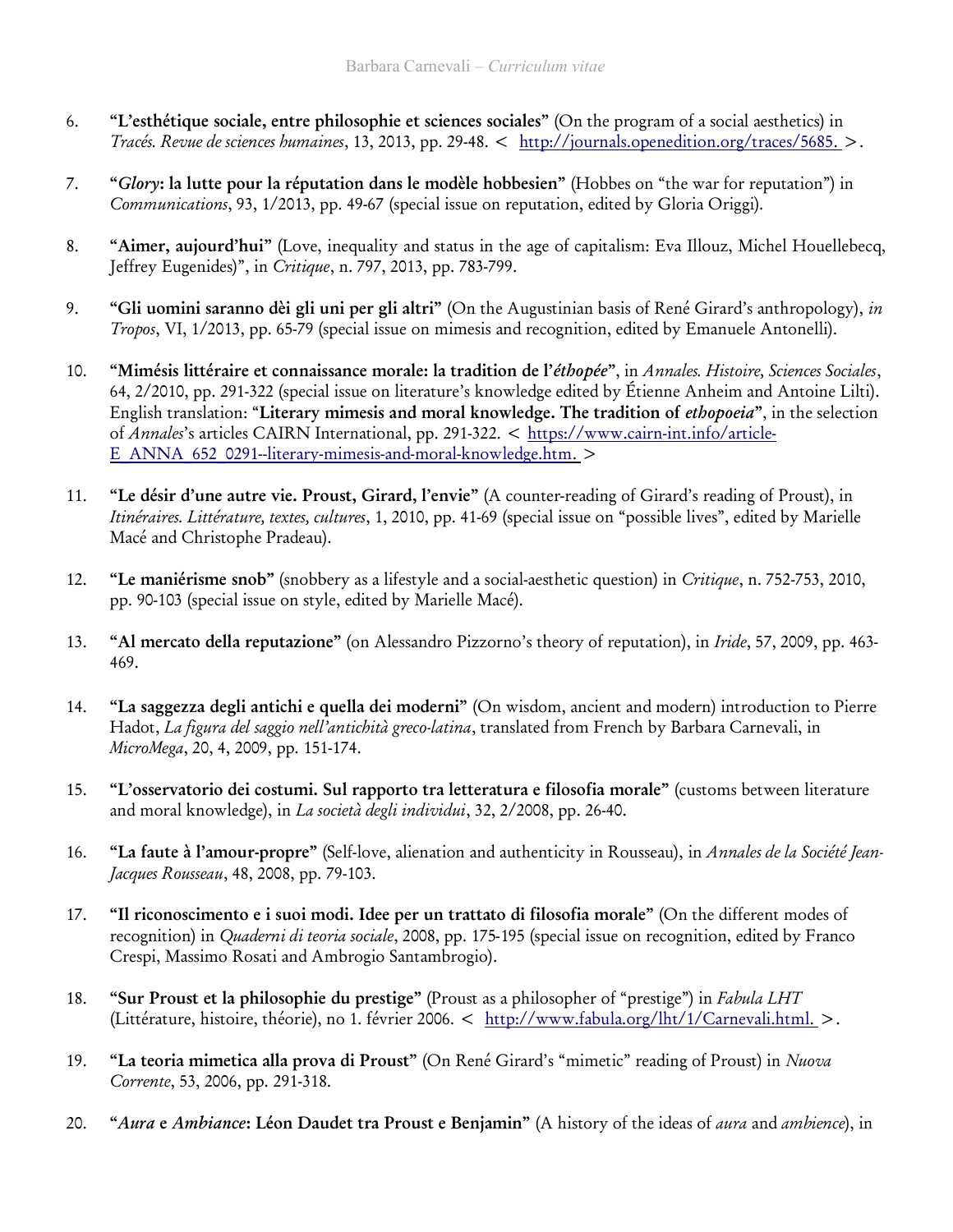6. **"L'esthétique sociale, entre philosophie et sciences sociales"** (On the program of a social aesthetics) in *Tracés. Revue de sciences humaines*, 13, 2013, pp. 29-48. < http://journals.openedition.org/traces/5685. >.

7. **"*Glory*: la lutte pour la réputation dans le modèle hobbesien"** (Hobbes on "the war for reputation") in *Communications*, 93, 1/2013, pp. 49-67 (special issue on reputation, edited by Gloria Origgi).

8. **"Aimer, aujourd'hui"** (Love, inequality and status in the age of capitalism: Eva Illouz, Michel Houellebecq, Jeffrey Eugenides)", in *Critique*, n. 797, 2013, pp. 783-799.

9. **"Gli uomini saranno dèi gli uni per gli altri"** (On the Augustinian basis of René Girard's anthropology), *in Tropos*, VI, 1/2013, pp. 65-79 (special issue on mimesis and recognition, edited by Emanuele Antonelli).

10. **"Mimésis littéraire et connaissance morale: la tradition de l'*éthopée*"**, in *Annales. Histoire, Sciences Sociales*, 64, 2/2010, pp. 291-322 (special issue on literature's knowledge edited by Étienne Anheim and Antoine Lilti). English translation: **"Literary mimesis and moral knowledge. The tradition of *ethopoeia*"**, in the selection of *Annales*'s articles CAIRN International, pp. 291-322. < https://www.cairn-int.info/article-E_ANNA_652_0291--literary-mimesis-and-moral-knowledge.htm. >

11. **"Le désir d'une autre vie. Proust, Girard, l'envie"** (A counter-reading of Girard's reading of Proust), in *Itinéraires. Littérature, textes, cultures*, 1, 2010, pp. 41-69 (special issue on "possible lives", edited by Marielle Macé and Christophe Pradeau).

12. **"Le maniérisme snob"** (snobbery as a lifestyle and a social-aesthetic question) in *Critique*, n. 752-753, 2010, pp. 90-103 (special issue on style, edited by Marielle Macé).

13. **"Al mercato della reputazione"** (on Alessandro Pizzorno's theory of reputation), in *Iride*, 57, 2009, pp. 463-469.

14. **"La saggezza degli antichi e quella dei moderni"** (On wisdom, ancient and modern) introduction to Pierre Hadot, *La figura del saggio nell'antichità greco-latina*, translated from French by Barbara Carnevali, in *MicroMega*, 20, 4, 2009, pp. 151-174.

15. **"L'osservatorio dei costumi. Sul rapporto tra letteratura e filosofia morale"** (customs between literature and moral knowledge), in *La società degli individui*, 32, 2/2008, pp. 26-40.

16. **"La faute à l'amour-propre"** (Self-love, alienation and authenticity in Rousseau), in *Annales de la Société Jean-Jacques Rousseau*, 48, 2008, pp. 79-103.

17. **"Il riconoscimento e i suoi modi. Idee per un trattato di filosofia morale"** (On the different modes of recognition) in *Quaderni di teoria sociale*, 2008, pp. 175-195 (special issue on recognition, edited by Franco Crespi, Massimo Rosati and Ambrogio Santambrogio).

18. **"Sur Proust et la philosophie du prestige"** (Proust as a philosopher of "prestige") in *Fabula LHT* (Littérature, histoire, théorie), no 1. février 2006. < http://www.fabula.org/lht/1/Carnevali.html. >.

19. **"La teoria mimetica alla prova di Proust"** (On René Girard's "mimetic" reading of Proust) in *Nuova Corrente*, 53, 2006, pp. 291-318.

20. **"*Aura* e *Ambiance*: Léon Daudet tra Proust e Benjamin"** (A history of the ideas of *aura* and *ambience*), in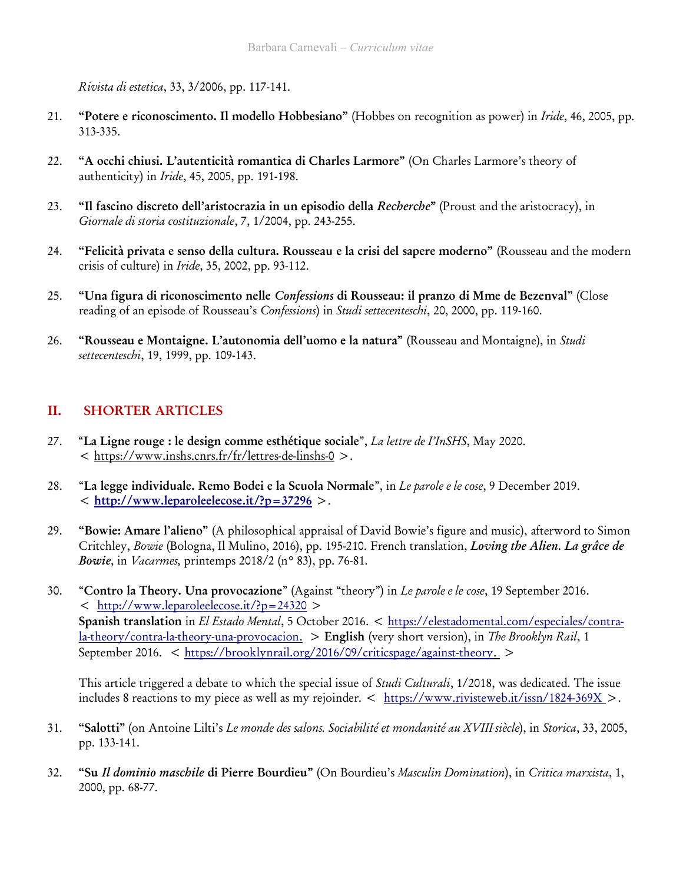*Rivista di estetica*, 33, 3/2006, pp. 117-141.

21. **"Potere e riconoscimento. Il modello Hobbesiano"** (Hobbes on recognition as power) in *Iride*, 46, 2005, pp. 313-335.

22. **"A occhi chiusi. L'autenticità romantica di Charles Larmore"** (On Charles Larmore's theory of authenticity) in *Iride*, 45, 2005, pp. 191-198.

23. **"Il fascino discreto dell'aristocrazia in un episodio della *Recherche*"** (Proust and the aristocracy), in *Giornale di storia costituzionale*, 7, 1/2004, pp. 243-255.

24. **"Felicità privata e senso della cultura. Rousseau e la crisi del sapere moderno"** (Rousseau and the modern crisis of culture) in *Iride*, 35, 2002, pp. 93-112.

25. **"Una figura di riconoscimento nelle *Confessions* di Rousseau: il pranzo di Mme de Bezenval"** (Close reading of an episode of Rousseau's *Confessions*) in *Studi settecenteschi*, 20, 2000, pp. 119-160.

26. **"Rousseau e Montaigne. L'autonomia dell'uomo e la natura"** (Rousseau and Montaigne), in *Studi settecenteschi*, 19, 1999, pp. 109-143.

## II. SHORTER ARTICLES

27. "**La Ligne rouge : le design comme esthétique sociale**", *La lettre de l'InSHS*, May 2020. < https://www.inshs.cnrs.fr/fr/lettres-de-linshs-0 >.

28. "**La legge individuale. Remo Bodei e la Scuola Normale**", in *Le parole e le cose*, 9 December 2019. < **http://www.leparoleelecose.it/?p=37296** >.

29. **"Bowie: Amare l'alieno"** (A philosophical appraisal of David Bowie's figure and music), afterword to Simon Critchley, *Bowie* (Bologna, Il Mulino, 2016), pp. 195-210. French translation, ***Loving the Alien. La grâce de Bowie***, in *Vacarmes,* printemps 2018/2 (n° 83), pp. 76-81.

30. "**Contro la Theory. Una provocazione**" (Against "theory") in *Le parole e le cose*, 19 September 2016. < http://www.leparoleelecose.it/?p=24320 >
**Spanish translation** in *El Estado Mental*, 5 October 2016. < https://elestadomental.com/especiales/contra-la-theory/contra-la-theory-una-provocacion. > **English** (very short version), in *The Brooklyn Rail*, 1 September 2016. < https://brooklynrail.org/2016/09/criticspage/against-theory. >

    This article triggered a debate to which the special issue of *Studi Culturali*, 1/2018, was dedicated. The issue includes 8 reactions to my piece as well as my rejoinder. < https://www.rivisteweb.it/issn/1824-369X >.

31. **"Salotti"** (on Antoine Lilti's *Le monde des salons. Sociabilité et mondanité au XVIII siècle*), in *Storica*, 33, 2005, pp. 133-141.

32. **"Su *Il dominio maschile* di Pierre Bourdieu"** (On Bourdieu's *Masculin Domination*), in *Critica marxista*, 1, 2000, pp. 68-77.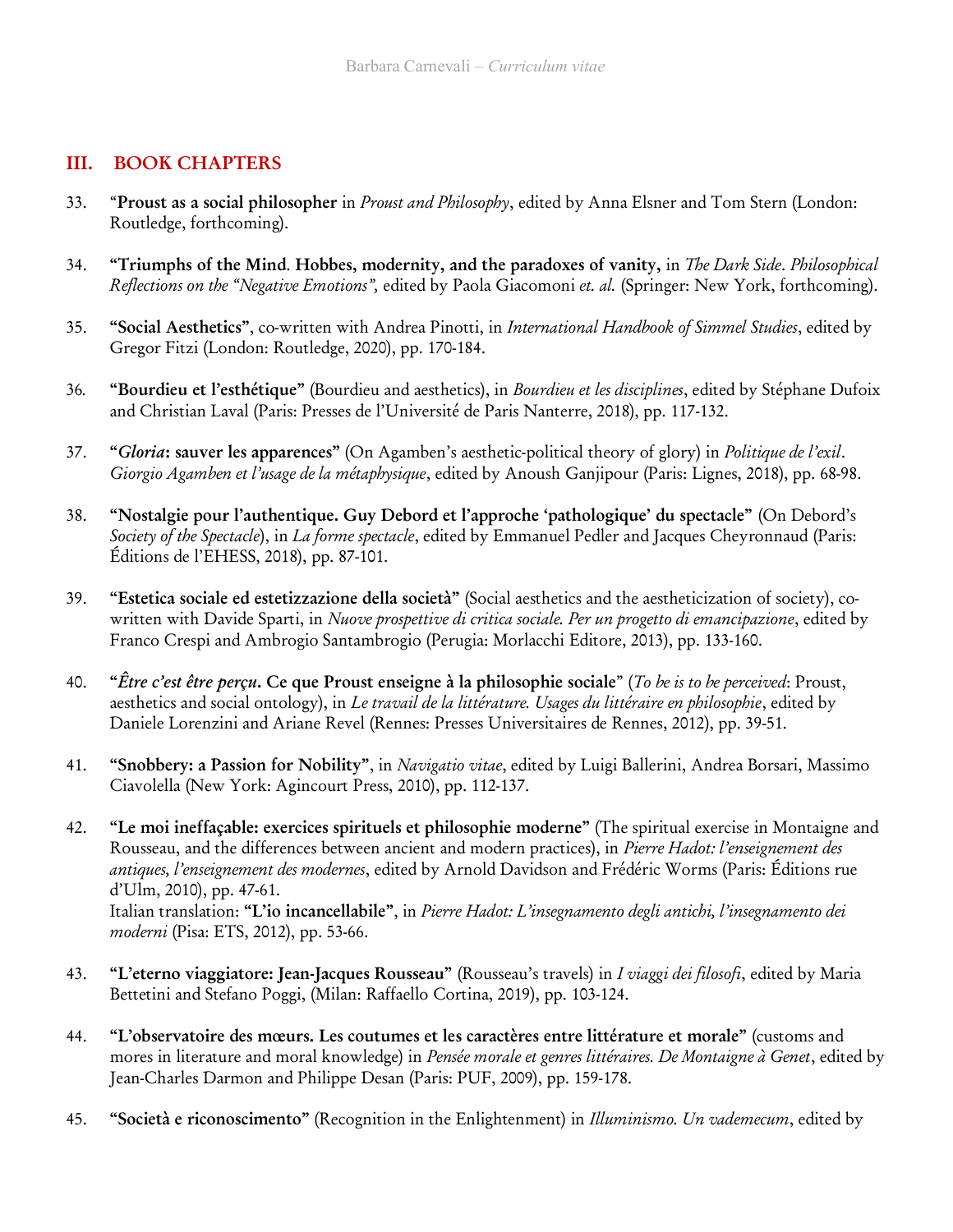## III. BOOK CHAPTERS

33. “**Proust as a social philosopher** in *Proust and Philosophy*, edited by Anna Elsner and Tom Stern (London: Routledge, forthcoming).

34. **“Triumphs of the Mind. Hobbes, modernity, and the paradoxes of vanity,** in *The Dark Side*. *Philosophical Reflections on the “Negative Emotions”,* edited by Paola Giacomoni *et. al.* (Springer: New York, forthcoming).

35. **“Social Aesthetics”**, co-written with Andrea Pinotti, in *International Handbook of Simmel Studies*, edited by Gregor Fitzi (London: Routledge, 2020), pp. 170-184.

36. **“Bourdieu et l’esthétique”** (Bourdieu and aesthetics), in *Bourdieu et les disciplines*, edited by Stéphane Dufoix and Christian Laval (Paris: Presses de l’Université de Paris Nanterre, 2018), pp. 117-132.

37. **“*Gloria*: sauver les apparences”** (On Agamben’s aesthetic-political theory of glory) in *Politique de l’exil*. *Giorgio Agamben et l’usage de la métaphysique*, edited by Anoush Ganjipour (Paris: Lignes, 2018), pp. 68-98.

38. **“Nostalgie pour l’authentique. Guy Debord et l’approche ‘pathologique’ du spectacle”** (On Debord’s *Society of the Spectacle*), in *La forme spectacle*, edited by Emmanuel Pedler and Jacques Cheyronnaud (Paris: Éditions de l’EHESS, 2018), pp. 87-101.

39. **“Estetica sociale ed estetizzazione della società”** (Social aesthetics and the aestheticization of society), co-written with Davide Sparti, in *Nuove prospettive di critica sociale. Per un progetto di emancipazione*, edited by Franco Crespi and Ambrogio Santambrogio (Perugia: Morlacchi Editore, 2013), pp. 133-160.

40. “***Être c’est être perçu*. Ce que Proust enseigne à la philosophie sociale**” (*To be is to be perceived*: Proust, aesthetics and social ontology), in *Le travail de la littérature. Usages du littéraire en philosophie*, edited by Daniele Lorenzini and Ariane Revel (Rennes: Presses Universitaires de Rennes, 2012), pp. 39-51.

41. **“Snobbery: a Passion for Nobility”**, in *Navigatio vitae*, edited by Luigi Ballerini, Andrea Borsari, Massimo Ciavolella (New York: Agincourt Press, 2010), pp. 112-137.

42. **“Le moi ineffaçable: exercices spirituels et philosophie moderne”** (The spiritual exercise in Montaigne and Rousseau, and the differences between ancient and modern practices), in *Pierre Hadot: l’enseignement des antiques, l’enseignement des modernes*, edited by Arnold Davidson and Frédéric Worms (Paris: Éditions rue d’Ulm, 2010), pp. 47-61.
Italian translation: **“L’io incancellabile”**, in *Pierre Hadot: L’insegnamento degli antichi, l’insegnamento dei moderni* (Pisa: ETS, 2012), pp. 53-66.

43. **“L’eterno viaggiatore: Jean-Jacques Rousseau”** (Rousseau’s travels) in *I viaggi dei filosofi*, edited by Maria Bettetini and Stefano Poggi, (Milan: Raffaello Cortina, 2019), pp. 103-124.

44. **“L’observatoire des mœurs. Les coutumes et les caractères entre littérature et morale”** (customs and mores in literature and moral knowledge) in *Pensée morale et genres littéraires. De Montaigne à Genet*, edited by Jean-Charles Darmon and Philippe Desan (Paris: PUF, 2009), pp. 159-178.

45. **“Società e riconoscimento”** (Recognition in the Enlightenment) in *Illuminismo. Un vademecum*, edited by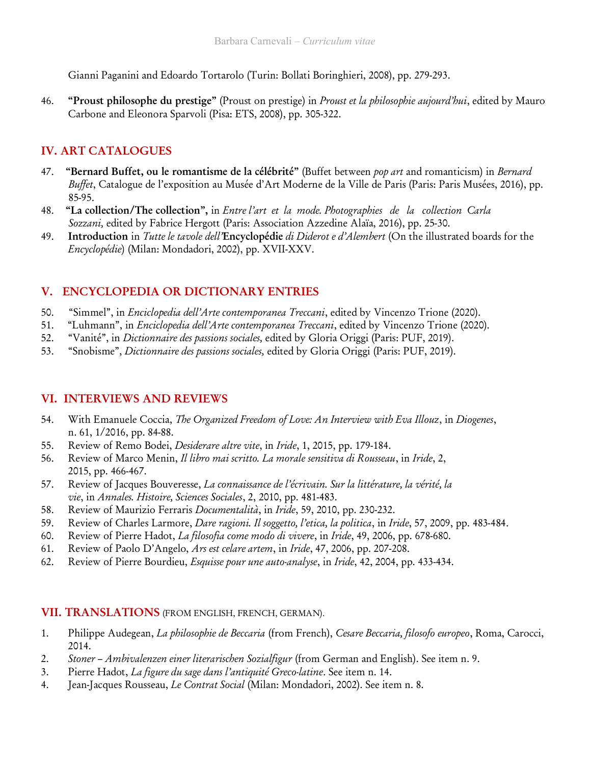Gianni Paganini and Edoardo Tortarolo (Turin: Bollati Boringhieri, 2008), pp. 279-293.

46. **"Proust philosophe du prestige"** (Proust on prestige) in *Proust et la philosophie aujourd'hui*, edited by Mauro Carbone and Eleonora Sparvoli (Pisa: ETS, 2008), pp. 305-322.

## IV. ART CATALOGUES

47. **"Bernard Buffet, ou le romantisme de la célébrité"** (Buffet between *pop art* and romanticism) in *Bernard Buffet*, Catalogue de l'exposition au Musée d'Art Moderne de la Ville de Paris (Paris: Paris Musées, 2016), pp. 85-95.
48. **"La collection/The collection",** in *Entre l'art et la mode. Photographies de la collection Carla Sozzani,* edited by Fabrice Hergott (Paris: Association Azzedine Alaïa, 2016), pp. 25-30.
49. **Introduction** in *Tutte le tavole dell'***Encyclopédie** *di Diderot e d'Alembert* (On the illustrated boards for the *Encyclopédie*) (Milan: Mondadori, 2002), pp. XVII-XXV.

## V. ENCYCLOPEDIA OR DICTIONARY ENTRIES

50. "Simmel", in *Enciclopedia dell'Arte contemporanea Treccani*, edited by Vincenzo Trione (2020).
51. "Luhmann", in *Enciclopedia dell'Arte contemporanea Treccani*, edited by Vincenzo Trione (2020).
52. "Vanité", in *Dictionnaire des passions sociales,* edited by Gloria Origgi (Paris: PUF, 2019).
53. "Snobisme", *Dictionnaire des passions sociales,* edited by Gloria Origgi (Paris: PUF, 2019).

## VI. INTERVIEWS AND REVIEWS

54. With Emanuele Coccia, *The Organized Freedom of Love: An Interview with Eva Illouz*, in *Diogenes*, n. 61, 1/2016, pp. 84-88.
55. Review of Remo Bodei, *Desiderare altre vite*, in *Iride*, 1, 2015, pp. 179-184.
56. Review of Marco Menin, *Il libro mai scritto. La morale sensitiva di Rousseau*, in *Iride*, 2, 2015, pp. 466-467.
57. Review of Jacques Bouveresse, *La connaissance de l'écrivain. Sur la littérature, la vérité, la vie*, in *Annales. Histoire, Sciences Sociales*, 2, 2010, pp. 481-483.
58. Review of Maurizio Ferraris *Documentalità*, in *Iride*, 59, 2010, pp. 230-232.
59. Review of Charles Larmore, *Dare ragioni. Il soggetto, l'etica, la politica*, in *Iride*, 57, 2009, pp. 483-484.
60. Review of Pierre Hadot, *La filosofia come modo di vivere*, in *Iride*, 49, 2006, pp. 678-680.
61. Review of Paolo D'Angelo, *Ars est celare artem*, in *Iride*, 47, 2006, pp. 207-208.
62. Review of Pierre Bourdieu, *Esquisse pour une auto-analyse*, in *Iride*, 42, 2004, pp. 433-434.

## VII. TRANSLATIONS (FROM ENGLISH, FRENCH, GERMAN).

1. Philippe Audegean, *La philosophie de Beccaria* (from French), *Cesare Beccaria, filosofo europeo*, Roma, Carocci, 2014.
2. *Stoner – Ambivalenzen einer literarischen Sozialfigur* (from German and English). See item n. 9.
3. Pierre Hadot, *La figure du sage dans l'antiquité Greco-latine*. See item n. 14.
4. Jean-Jacques Rousseau, *Le Contrat Social* (Milan: Mondadori, 2002). See item n. 8.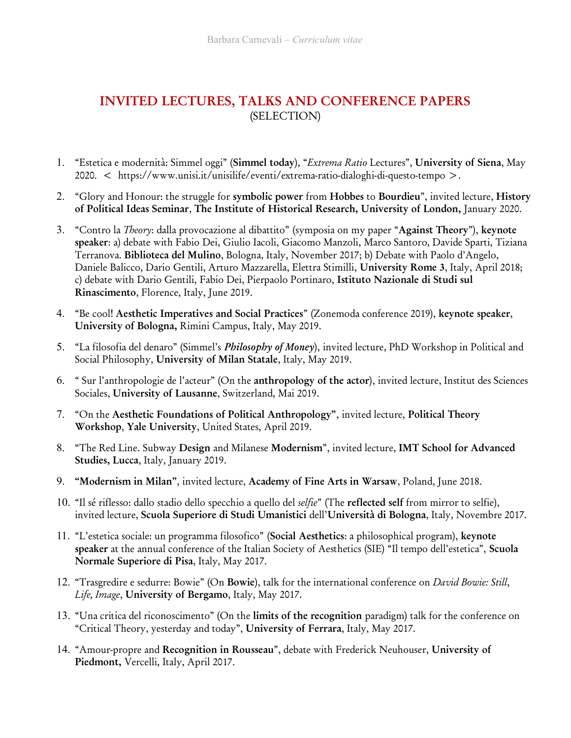# INVITED LECTURES, TALKS AND CONFERENCE PAPERS
(SELECTION)

1. "Estetica e modernità: Simmel oggi" (**Simmel today**), "*Extrema Ratio* Lectures", **University of Siena**, May 2020. < https://www.unisi.it/unisilife/eventi/extrema-ratio-dialoghi-di-questo-tempo >.

2. "Glory and Honour: the struggle for **symbolic power** from **Hobbes** to **Bourdieu**", invited lecture, **History of Political Ideas Seminar**, **The Institute of Historical Research, University of London,** January 2020.

3. "Contro la *Theory*: dalla provocazione al dibattito" (symposia on my paper "**Against Theory**"), **keynote speaker**: a) debate with Fabio Dei, Giulio Iacoli, Giacomo Manzoli, Marco Santoro, Davide Sparti, Tiziana Terranova. **Biblioteca del Mulino**, Bologna, Italy, November 2017; b) Debate with Paolo d'Angelo, Daniele Balicco, Dario Gentili, Arturo Mazzarella, Elettra Stimilli, **University Rome 3**, Italy, April 2018; c) debate with Dario Gentili, Fabio Dei, Pierpaolo Portinaro, **Istituto Nazionale di Studi sul Rinascimento**, Florence, Italy, June 2019.

4. "Be cool! **Aesthetic Imperatives and Social Practices**" (Zonemoda conference 2019), **keynote speaker**, **University of Bologna,** Rimini Campus, Italy, May 2019.

5. "La filosofia del denaro" (Simmel's ***Philosophy of Money***), invited lecture, PhD Workshop in Political and Social Philosophy, **University of Milan Statale**, Italy, May 2019.

6. " Sur l'anthropologie de l'acteur" (On the **anthropology of the actor**), invited lecture, Institut des Sciences Sociales, **University of Lausanne**, Switzerland, Mai 2019.

7. "On the **Aesthetic Foundations of Political Anthropology"**, invited lecture, **Political Theory Workshop**, **Yale University**, United States, April 2019.

8. "The Red Line. Subway **Design** and Milanese **Modernism**", invited lecture, **IMT School for Advanced Studies, Lucca**, Italy, January 2019.

9. **"Modernism in Milan"**, invited lecture, **Academy of Fine Arts in Warsaw**, Poland, June 2018.

10. "Il sé riflesso: dallo stadio dello specchio a quello del *selfie*" (The **reflected self** from mirror to selfie), invited lecture, **Scuola Superiore di Studi Umanistici** dell'**Università di Bologna**, Italy, Novembre 2017.

11. "L'estetica sociale: un programma filosofico" (**Social Aesthetics**: a philosophical program), **keynote speaker** at the annual conference of the Italian Society of Aesthetics (SIE) "Il tempo dell'estetica", **Scuola Normale Superiore di Pisa**, Italy, May 2017.

12. "Trasgredire e sedurre: Bowie" (On **Bowie**), talk for the international conference on *David Bowie: Still, Life, Image*, **University of Bergamo**, Italy, May 2017.

13. "Una critica del riconoscimento" (On the **limits of the recognition** paradigm) talk for the conference on "Critical Theory, yesterday and today", **University of Ferrara**, Italy, May 2017.

14. "Amour-propre and **Recognition in Rousseau**", debate with Frederick Neuhouser, **University of Piedmont,** Vercelli, Italy, April 2017.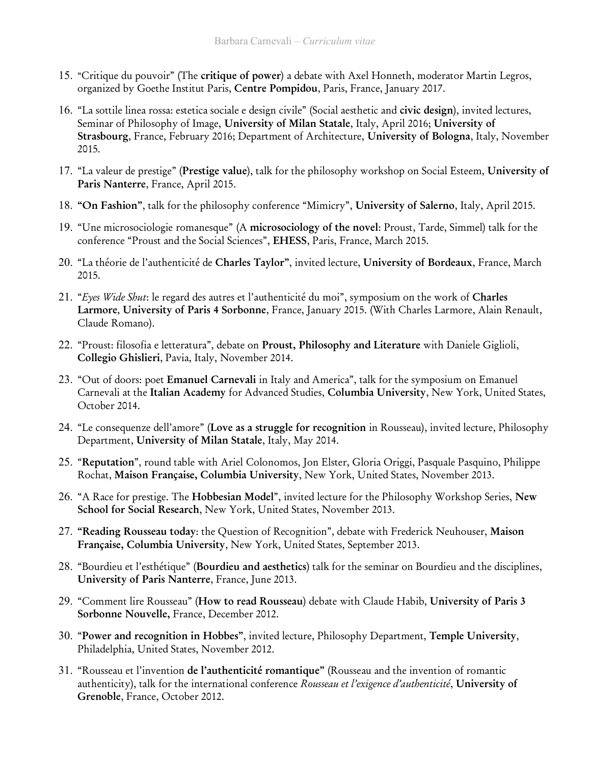15. "Critique du pouvoir" (The **critique of power**) a debate with Axel Honneth, moderator Martin Legros, organized by Goethe Institut Paris, **Centre Pompidou**, Paris, France, January 2017.

16. "La sottile linea rossa: estetica sociale e design civile" (Social aesthetic and **civic design**), invited lectures, Seminar of Philosophy of Image, **University of Milan Statale**, Italy, April 2016; **University of Strasbourg**, France, February 2016; Department of Architecture, **University of Bologna**, Italy, November 2015.

17. "La valeur de prestige" (**Prestige value**), talk for the philosophy workshop on Social Esteem, **University of Paris Nanterre**, France, April 2015.

18. **"On Fashion"**, talk for the philosophy conference "Mimicry", **University of Salerno**, Italy, April 2015.

19. "Une microsociologie romanesque" (A **microsociology of the novel**: Proust, Tarde, Simmel) talk for the conference "Proust and the Social Sciences", **EHESS**, Paris, France, March 2015.

20. "La théorie de l'authenticité de **Charles Taylor**", invited lecture, **University of Bordeaux**, France, March 2015.

21. "*Eyes Wide Shut*: le regard des autres et l'authenticité du moi", symposium on the work of **Charles Larmore**, **University of Paris 4 Sorbonne**, France, January 2015. (With Charles Larmore, Alain Renault, Claude Romano).

22. "Proust: filosofia e letteratura", debate on **Proust, Philosophy and Literature** with Daniele Giglioli, **Collegio Ghislieri**, Pavia, Italy, November 2014.

23. "Out of doors: poet **Emanuel Carnevali** in Italy and America", talk for the symposium on Emanuel Carnevali at the **Italian Academy** for Advanced Studies, **Columbia University**, New York, United States, October 2014.

24. "Le consequenze dell'amore" (**Love as a struggle for recognition** in Rousseau), invited lecture, Philosophy Department, **University of Milan Statale**, Italy, May 2014.

25. "**Reputation**", round table with Ariel Colonomos, Jon Elster, Gloria Origgi, Pasquale Pasquino, Philippe Rochat, **Maison Française, Columbia University**, New York, United States, November 2013.

26. "A Race for prestige. The **Hobbesian Model**", invited lecture for the Philosophy Workshop Series, **New School for Social Research**, New York, United States, November 2013.

27. **"Reading Rousseau today**: the Question of Recognition", debate with Frederick Neuhouser, **Maison Française, Columbia University**, New York, United States, September 2013.

28. "Bourdieu et l'esthétique" (**Bourdieu and aesthetics**) talk for the seminar on Bourdieu and the disciplines, **University of Paris Nanterre**, France, June 2013.

29. "Comment lire Rousseau" (**How to read Rousseau**) debate with Claude Habib, **University of Paris 3 Sorbonne Nouvelle,** France, December 2012.

30. "**Power and recognition in Hobbes**", invited lecture, Philosophy Department, **Temple University**, Philadelphia, United States, November 2012.

31. "Rousseau et l'invention **de l'authenticité romantique**" (Rousseau and the invention of romantic authenticity), talk for the international conference *Rousseau et l'exigence d'authenticité*, **University of Grenoble**, France, October 2012.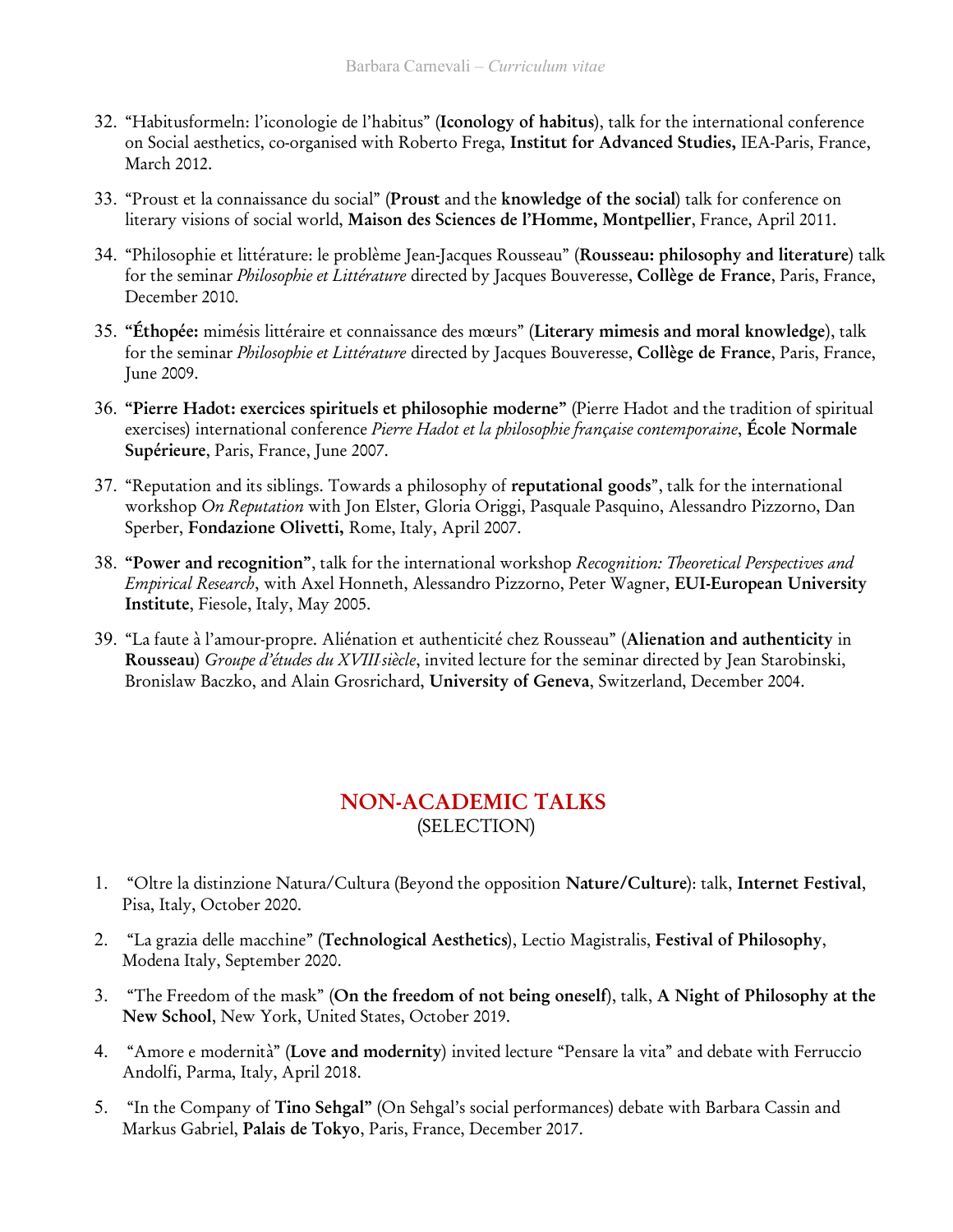32. "Habitusformeln: l'iconologie de l'habitus" (**Iconology of habitus**), talk for the international conference on Social aesthetics, co-organised with Roberto Frega, **Institut for Advanced Studies,** IEA-Paris, France, March 2012.

33. "Proust et la connaissance du social" (**Proust** and the **knowledge of the social**) talk for conference on literary visions of social world, **Maison des Sciences de l'Homme, Montpellier**, France, April 2011.

34. "Philosophie et littérature: le problème Jean-Jacques Rousseau" (**Rousseau: philosophy and literature**) talk for the seminar *Philosophie et Littérature* directed by Jacques Bouveresse, **Collège de France**, Paris, France, December 2010.

35. **"Éthopée:** mimésis littéraire et connaissance des mœurs" (**Literary mimesis and moral knowledge**), talk for the seminar *Philosophie et Littérature* directed by Jacques Bouveresse, **Collège de France**, Paris, France, June 2009.

36. **"Pierre Hadot: exercices spirituels et philosophie moderne"** (Pierre Hadot and the tradition of spiritual exercises) international conference *Pierre Hadot et la philosophie française contemporaine*, **École Normale Supérieure**, Paris, France, June 2007.

37. "Reputation and its siblings. Towards a philosophy of **reputational goods**", talk for the international workshop *On Reputation* with Jon Elster, Gloria Origgi, Pasquale Pasquino, Alessandro Pizzorno, Dan Sperber, **Fondazione Olivetti,** Rome, Italy, April 2007.

38. **"Power and recognition"**, talk for the international workshop *Recognition: Theoretical Perspectives and Empirical Research*, with Axel Honneth, Alessandro Pizzorno, Peter Wagner, **EUI-European University Institute**, Fiesole, Italy, May 2005.

39. "La faute à l'amour-propre. Aliénation et authenticité chez Rousseau" (**Alienation and authenticity** in **Rousseau**) *Groupe d'études du XVIII siècle*, invited lecture for the seminar directed by Jean Starobinski, Bronislaw Baczko, and Alain Grosrichard, **University of Geneva**, Switzerland, December 2004.

## NON-ACADEMIC TALKS
(SELECTION)

1. "Oltre la distinzione Natura/Cultura (Beyond the opposition **Nature/Culture**): talk, **Internet Festival**, Pisa, Italy, October 2020.

2. "La grazia delle macchine" (**Technological Aesthetics**), Lectio Magistralis, **Festival of Philosophy**, Modena Italy, September 2020.

3. "The Freedom of the mask" (**On the freedom of not being oneself**), talk, **A Night of Philosophy at the New School**, New York, United States, October 2019.

4. "Amore e modernità" (**Love and modernity**) invited lecture "Pensare la vita" and debate with Ferruccio Andolfi, Parma, Italy, April 2018.

5. "In the Company of **Tino Sehgal"** (On Sehgal's social performances) debate with Barbara Cassin and Markus Gabriel, **Palais de Tokyo**, Paris, France, December 2017.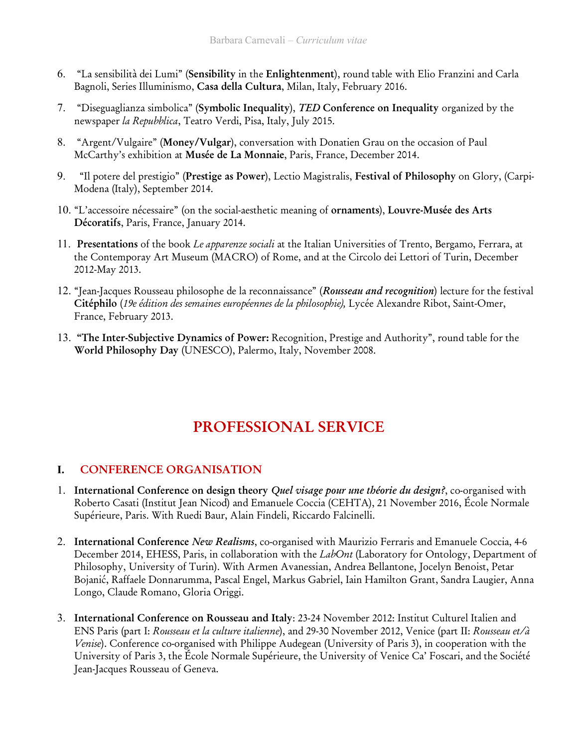6. "La sensibilità dei Lumi" (**Sensibility** in the **Enlightenment**), round table with Elio Franzini and Carla Bagnoli, Series Illuminismo, **Casa della Cultura**, Milan, Italy, February 2016.

7. "Diseguaglianza simbolica" (**Symbolic Inequality**), ***TED* Conference on Inequality** organized by the newspaper *la Repubblica*, Teatro Verdi, Pisa, Italy, July 2015.

8. "Argent/Vulgaire" (**Money/Vulgar**), conversation with Donatien Grau on the occasion of Paul McCarthy's exhibition at **Musée de La Monnaie**, Paris, France, December 2014.

9. "Il potere del prestigio" (**Prestige as Power**), Lectio Magistralis, **Festival of Philosophy** on Glory, (Carpi-Modena (Italy), September 2014.

10. "L'accessoire nécessaire" (on the social-aesthetic meaning of **ornaments**), **Louvre-Musée des Arts Décoratifs**, Paris, France, January 2014.

11. **Presentations** of the book *Le apparenze sociali* at the Italian Universities of Trento, Bergamo, Ferrara, at the Contemporay Art Museum (MACRO) of Rome, and at the Circolo dei Lettori of Turin, December 2012-May 2013.

12. "Jean-Jacques Rousseau philosophe de la reconnaissance" (***Rousseau and recognition***) lecture for the festival **Citéphilo** (*19e édition des semaines européennes de la philosophie),* Lycée Alexandre Ribot, Saint-Omer, France, February 2013.

13. **"The Inter-Subjective Dynamics of Power:** Recognition, Prestige and Authority", round table for the **World Philosophy Day** (UNESCO), Palermo, Italy, November 2008.

# PROFESSIONAL SERVICE

## I. CONFERENCE ORGANISATION

1. **International Conference on design theory *Quel visage pour une théorie du design?***, co-organised with Roberto Casati (Institut Jean Nicod) and Emanuele Coccia (CEHTA), 21 November 2016, École Normale Supérieure, Paris. With Ruedi Baur, Alain Findeli, Riccardo Falcinelli.

2. **International Conference *New Realisms***, co-organised with Maurizio Ferraris and Emanuele Coccia, 4-6 December 2014, EHESS, Paris, in collaboration with the *LabOnt* (Laboratory for Ontology, Department of Philosophy, University of Turin). With Armen Avanessian, Andrea Bellantone, Jocelyn Benoist, Petar Bojanić, Raffaele Donnarumma, Pascal Engel, Markus Gabriel, Iain Hamilton Grant, Sandra Laugier, Anna Longo, Claude Romano, Gloria Origgi.

3. **International Conference on Rousseau and Italy**: 23-24 November 2012: Institut Culturel Italien and ENS Paris (part I: *Rousseau et la culture italienne*), and 29-30 November 2012, Venice (part II: *Rousseau et/à Venise*). Conference co-organised with Philippe Audegean (University of Paris 3), in cooperation with the University of Paris 3, the École Normale Supérieure, the University of Venice Ca' Foscari, and the Société Jean-Jacques Rousseau of Geneva.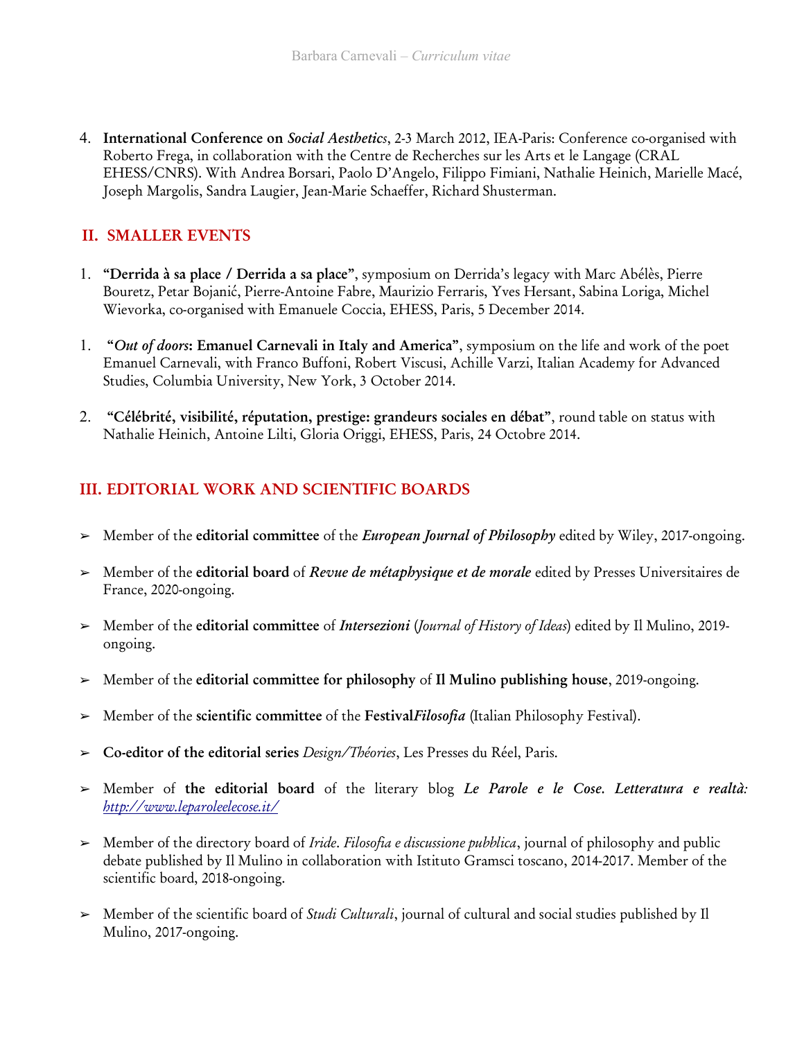4. **International Conference on *Social Aesthetics***, 2-3 March 2012, IEA-Paris: Conference co-organised with Roberto Frega, in collaboration with the Centre de Recherches sur les Arts et le Langage (CRAL EHESS/CNRS). With Andrea Borsari, Paolo D'Angelo, Filippo Fimiani, Nathalie Heinich, Marielle Macé, Joseph Margolis, Sandra Laugier, Jean-Marie Schaeffer, Richard Shusterman.

## II. SMALLER EVENTS

1. **"Derrida à sa place / Derrida a sa place"**, symposium on Derrida's legacy with Marc Abélès, Pierre Bouretz, Petar Bojanić, Pierre-Antoine Fabre, Maurizio Ferraris, Yves Hersant, Sabina Loriga, Michel Wieviorka, co-organised with Emanuele Coccia, EHESS, Paris, 5 December 2014.

1. **"*Out of doors*: Emanuel Carnevali in Italy and America"**, symposium on the life and work of the poet Emanuel Carnevali, with Franco Buffoni, Robert Viscusi, Achille Varzi, Italian Academy for Advanced Studies, Columbia University, New York, 3 October 2014.

2. **"Célébrité, visibilité, réputation, prestige: grandeurs sociales en débat"**, round table on status with Nathalie Heinich, Antoine Lilti, Gloria Origgi, EHESS, Paris, 24 Octobre 2014.

## III. EDITORIAL WORK AND SCIENTIFIC BOARDS

- Member of the **editorial committee** of the ***European Journal of Philosophy*** edited by Wiley, 2017-ongoing.
- Member of the **editorial board** of ***Revue de métaphysique et de morale*** edited by Presses Universitaires de France, 2020-ongoing.
- Member of the **editorial committee** of ***Intersezioni*** (*Journal of History of Ideas*) edited by Il Mulino, 2019-ongoing.
- Member of the **editorial committee for philosophy** of **Il Mulino publishing house**, 2019-ongoing.
- Member of the **scientific committee** of the **Festival*Filosofia*** (Italian Philosophy Festival).
- **Co-editor of the editorial series** *Design/Théories*, Les Presses du Réel, Paris.
- Member of **the editorial board** of the literary blog ***Le Parole e le Cose. Letteratura e realtà:*** *http://www.leparoleelecose.it/*
- Member of the directory board of *Iride. Filosofia e discussione pubblica*, journal of philosophy and public debate published by Il Mulino in collaboration with Istituto Gramsci toscano, 2014-2017. Member of the scientific board, 2018-ongoing.
- Member of the scientific board of *Studi Culturali*, journal of cultural and social studies published by Il Mulino, 2017-ongoing.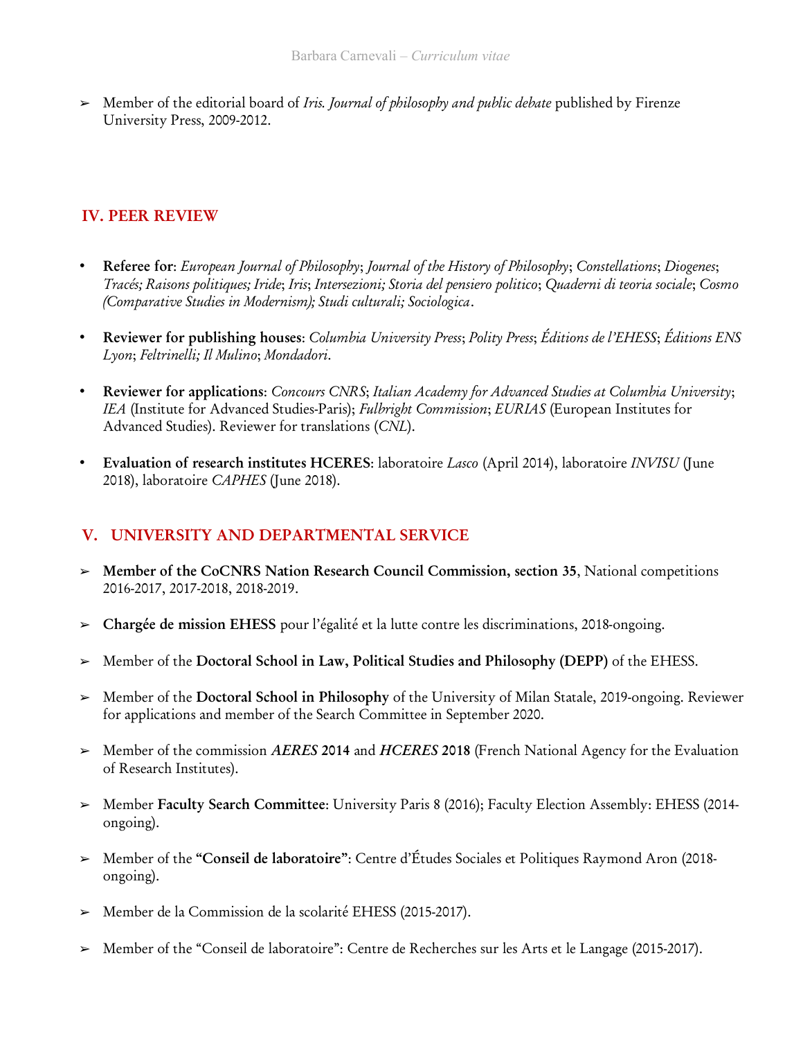- Member of the editorial board of *Iris. Journal of philosophy and public debate* published by Firenze University Press, 2009-2012.

## IV. PEER REVIEW

- **Referee for**: *European Journal of Philosophy*; *Journal of the History of Philosophy*; *Constellations*; *Diogenes*; *Tracés; Raisons politiques; Iride*; *Iris*; *Intersezioni; Storia del pensiero politico*; *Quaderni di teoria sociale*; *Cosmo (Comparative Studies in Modernism); Studi culturali; Sociologica*.

- **Reviewer for publishing houses**: *Columbia University Press*; *Polity Press*; *Éditions de l'EHESS*; *Éditions ENS Lyon*; *Feltrinelli; Il Mulino*; *Mondadori*.

- **Reviewer for applications**: *Concours CNRS*; *Italian Academy for Advanced Studies at Columbia University*; *IEA* (Institute for Advanced Studies-Paris); *Fulbright Commission*; *EURIAS* (European Institutes for Advanced Studies). Reviewer for translations (*CNL*).

- **Evaluation of research institutes HCERES**: laboratoire *Lasco* (April 2014), laboratoire *INVISU* (June 2018), laboratoire *CAPHES* (June 2018).

## V. UNIVERSITY AND DEPARTMENTAL SERVICE

- **Member of the CoCNRS Nation Research Council Commission, section 35**, National competitions 2016-2017, 2017-2018, 2018-2019.

- **Chargée de mission EHESS** pour l'égalité et la lutte contre les discriminations, 2018-ongoing.

- Member of the **Doctoral School in Law, Political Studies and Philosophy (DEPP)** of the EHESS.

- Member of the **Doctoral School in Philosophy** of the University of Milan Statale, 2019-ongoing. Reviewer for applications and member of the Search Committee in September 2020.

- Member of the commission ***AERES* 2014** and ***HCERES* 2018** (French National Agency for the Evaluation of Research Institutes).

- Member **Faculty Search Committee**: University Paris 8 (2016); Faculty Election Assembly: EHESS (2014-ongoing).

- Member of the **"Conseil de laboratoire"**: Centre d'Études Sociales et Politiques Raymond Aron (2018-ongoing).

- Member de la Commission de la scolarité EHESS (2015-2017).

- Member of the "Conseil de laboratoire": Centre de Recherches sur les Arts et le Langage (2015-2017).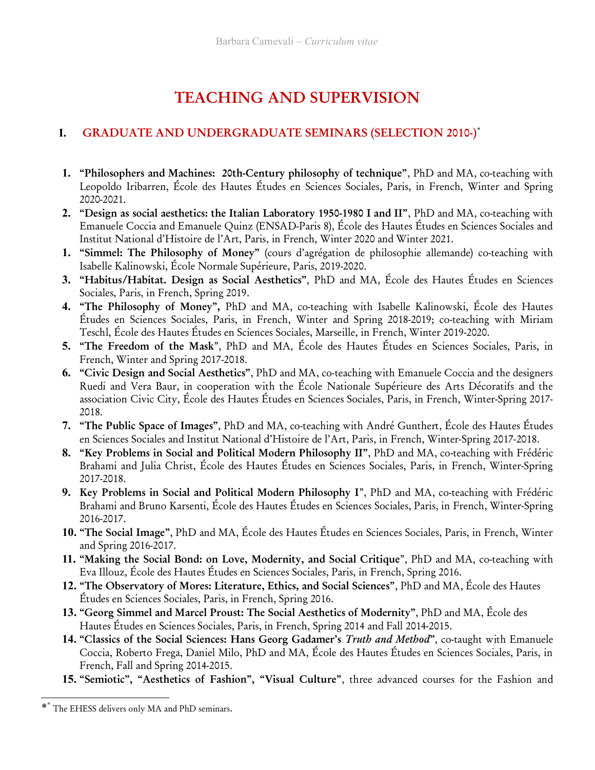# TEACHING AND SUPERVISION

## I. GRADUATE AND UNDERGRADUATE SEMINARS (SELECTION 2010-)*

1. **"Philosophers and Machines: 20th-Century philosophy of technique"**, PhD and MA, co-teaching with Leopoldo Iribarren, École des Hautes Études en Sciences Sociales, Paris, in French, Winter and Spring 2020-2021.
2. **"Design as social aesthetics: the Italian Laboratory 1950-1980 I and II"**, PhD and MA, co-teaching with Emanuele Coccia and Emanuele Quinz (ENSAD-Paris 8), École des Hautes Études en Sciences Sociales and Institut National d'Histoire de l'Art, Paris, in French, Winter 2020 and Winter 2021.
1. **"Simmel: The Philosophy of Money"** (cours d'agrégation de philosophie allemande) co-teaching with Isabelle Kalinowski, École Normale Supérieure, Paris, 2019-2020.
3. **"Habitus/Habitat. Design as Social Aesthetics"**, PhD and MA, École des Hautes Études en Sciences Sociales, Paris, in French, Spring 2019.
4. **"The Philosophy of Money",** PhD and MA, co-teaching with Isabelle Kalinowski, École des Hautes Études en Sciences Sociales, Paris, in French, Winter and Spring 2018-2019; co-teaching with Miriam Teschl, École des Hautes Études en Sciences Sociales, Marseille, in French, Winter 2019-2020.
5. **"The Freedom of the Mask"**, PhD and MA, École des Hautes Études en Sciences Sociales, Paris, in French, Winter and Spring 2017-2018.
6. **"Civic Design and Social Aesthetics"**, PhD and MA, co-teaching with Emanuele Coccia and the designers Ruedi and Vera Baur, in cooperation with the École Nationale Supérieure des Arts Décoratifs and the association Civic City, École des Hautes Études en Sciences Sociales, Paris, in French, Winter-Spring 2017-2018.
7. **"The Public Space of Images"**, PhD and MA, co-teaching with André Gunthert, École des Hautes Études en Sciences Sociales and Institut National d'Histoire de l'Art, Paris, in French, Winter-Spring 2017-2018.
8. **"Key Problems in Social and Political Modern Philosophy II"**, PhD and MA, co-teaching with Frédéric Brahami and Julia Christ, École des Hautes Études en Sciences Sociales, Paris, in French, Winter-Spring 2017-2018.
9. **Key Problems in Social and Political Modern Philosophy I"**, PhD and MA, co-teaching with Frédéric Brahami and Bruno Karsenti, École des Hautes Études en Sciences Sociales, Paris, in French, Winter-Spring 2016-2017.
10. **"The Social Image"**, PhD and MA, École des Hautes Études en Sciences Sociales, Paris, in French, Winter and Spring 2016-2017.
11. **"Making the Social Bond: on Love, Modernity, and Social Critique"**, PhD and MA, co-teaching with Eva Illouz, École des Hautes Études en Sciences Sociales, Paris, in French, Spring 2016.
12. **"The Observatory of Mores: Literature, Ethics, and Social Sciences"**, PhD and MA, École des Hautes Études en Sciences Sociales, Paris, in French, Spring 2016.
13. **"Georg Simmel and Marcel Proust: The Social Aesthetics of Modernity"**, PhD and MA, École des Hautes Études en Sciences Sociales, Paris, in French, Spring 2014 and Fall 2014-2015.
14. **"Classics of the Social Sciences: Hans Georg Gadamer's *Truth and Method*"**, co-taught with Emanuele Coccia, Roberto Frega, Daniel Milo, PhD and MA, École des Hautes Études en Sciences Sociales, Paris, in French, Fall and Spring 2014-2015.
15. **"Semiotic", "Aesthetics of Fashion", "Visual Culture"**, three advanced courses for the Fashion and

* The EHESS delivers only MA and PhD seminars.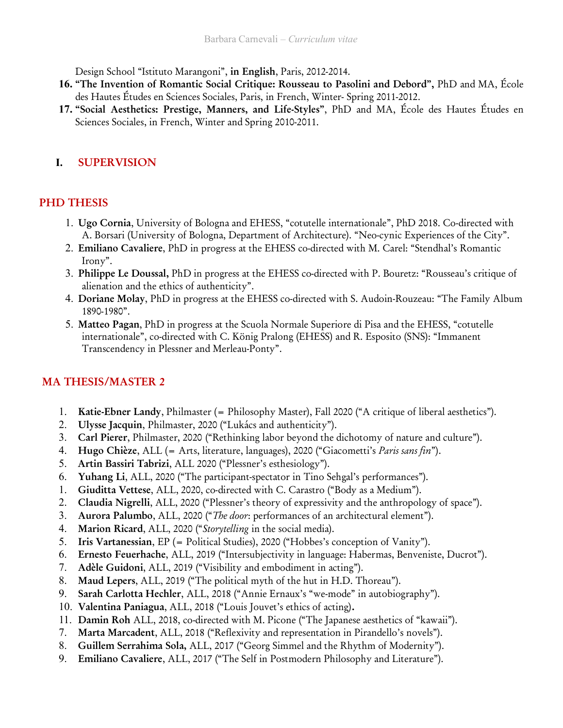Design School "Istituto Marangoni", **in English**, Paris, 2012-2014.

16. **"The Invention of Romantic Social Critique: Rousseau to Pasolini and Debord",** PhD and MA, École des Hautes Études en Sciences Sociales, Paris, in French, Winter- Spring 2011-2012.
17. **"Social Aesthetics: Prestige, Manners, and Life-Styles"**, PhD and MA, École des Hautes Études en Sciences Sociales, in French, Winter and Spring 2010-2011.

## I. SUPERVISION

### PHD THESIS

1. **Ugo Cornia**, University of Bologna and EHESS, "cotutelle internationale", PhD 2018. Co-directed with A. Borsari (University of Bologna, Department of Architecture). "Neo-cynic Experiences of the City".
2. **Emiliano Cavaliere**, PhD in progress at the EHESS co-directed with M. Carel: "Stendhal's Romantic Irony".
3. **Philippe Le Doussal,** PhD in progress at the EHESS co-directed with P. Bouretz: "Rousseau's critique of alienation and the ethics of authenticity".
4. **Doriane Molay**, PhD in progress at the EHESS co-directed with S. Audoin-Rouzeau: "The Family Album 1890-1980".
5. **Matteo Pagan**, PhD in progress at the Scuola Normale Superiore di Pisa and the EHESS, "cotutelle internationale", co-directed with C. König Pralong (EHESS) and R. Esposito (SNS): "Immanent Transcendency in Plessner and Merleau-Ponty".

### MA THESIS/MASTER 2

1. **Katie-Ebner Landy**, Philmaster (= Philosophy Master), Fall 2020 ("A critique of liberal aesthetics").
2. **Ulysse Jacquin**, Philmaster, 2020 ("Lukács and authenticity").
3. **Carl Pierer**, Philmaster, 2020 ("Rethinking labor beyond the dichotomy of nature and culture").
4. **Hugo Chièze**, ALL (= Arts, literature, languages), 2020 ("Giacometti's *Paris sans fin*").
5. **Artin Bassiri Tabrizi**, ALL 2020 ("Plessner's esthesiology").
6. **Yuhang Li**, ALL, 2020 ("The participant-spectator in Tino Sehgal's performances").
1. **Giuditta Vettese**, ALL, 2020, co-directed with C. Carastro ("Body as a Medium").
2. **Claudia Nigrelli**, ALL, 2020 ("Plessner's theory of expressivity and the anthropology of space").
3. **Aurora Palumbo**, ALL, 2020 ("*The door*: performances of an architectural element").
4. **Marion Ricard**, ALL, 2020 ("*Storytelling* in the social media).
5. **Iris Vartanessian**, EP (= Political Studies), 2020 ("Hobbes's conception of Vanity").
6. **Ernesto Feuerhache**, ALL, 2019 ("Intersubjectivity in language: Habermas, Benveniste, Ducrot").
7. **Adèle Guidoni**, ALL, 2019 ("Visibility and embodiment in acting").
8. **Maud Lepers**, ALL, 2019 ("The political myth of the hut in H.D. Thoreau").
9. **Sarah Carlotta Hechler**, ALL, 2018 ("Annie Ernaux's "we-mode" in autobiography").
10. **Valentina Paniagua**, ALL, 2018 ("Louis Jouvet's ethics of acting)**.**
11. **Damin Roh** ALL, 2018, co-directed with M. Picone ("The Japanese aesthetics of "kawaii").
7. **Marta Marcadent**, ALL, 2018 ("Reflexivity and representation in Pirandello's novels").
8. **Guillem Serrahima Sola,** ALL, 2017 ("Georg Simmel and the Rhythm of Modernity").
9. **Emiliano Cavaliere**, ALL, 2017 ("The Self in Postmodern Philosophy and Literature").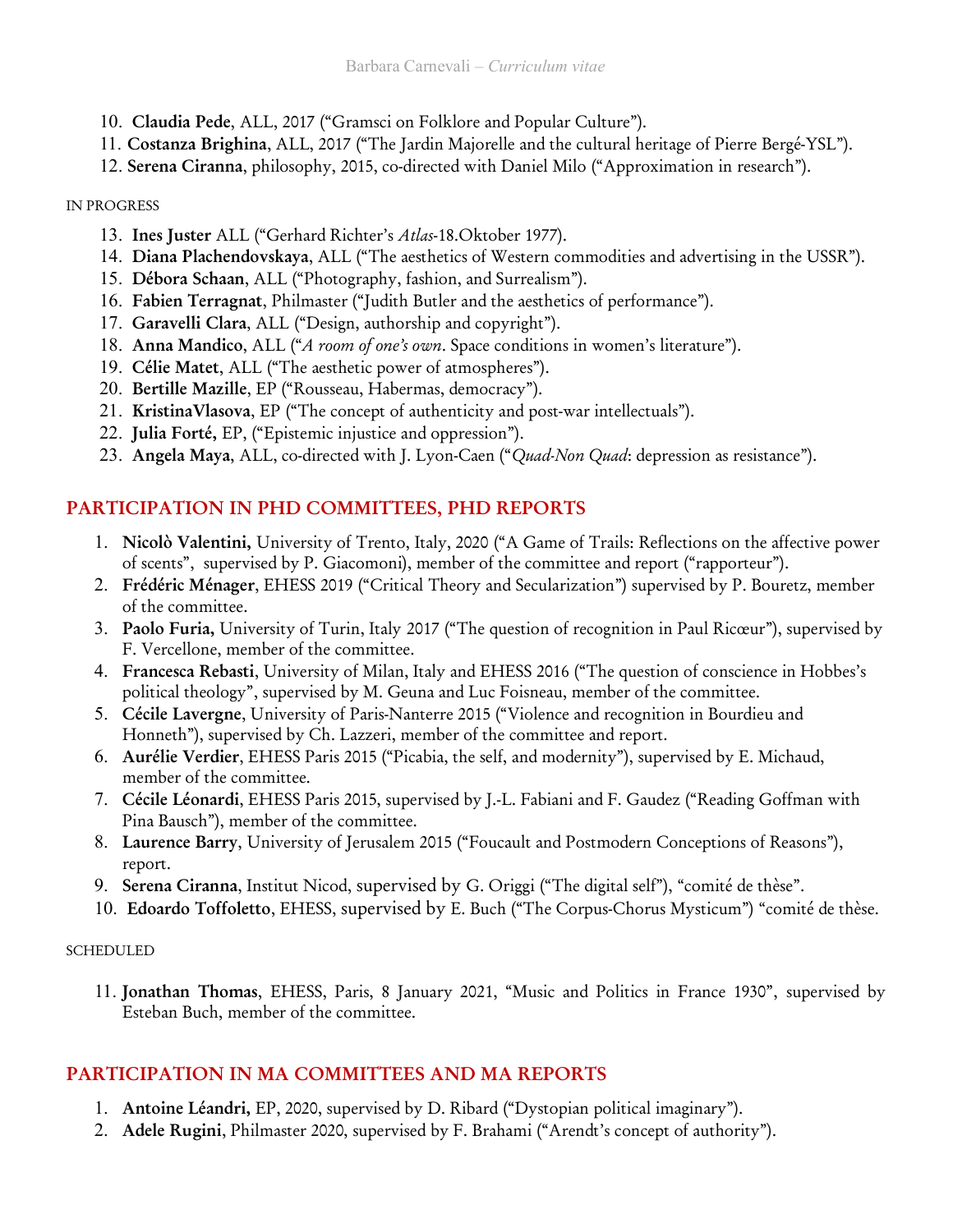10. **Claudia Pede**, ALL, 2017 ("Gramsci on Folklore and Popular Culture").
11. **Costanza Brighina**, ALL, 2017 ("The Jardin Majorelle and the cultural heritage of Pierre Bergé-YSL").
12. **Serena Ciranna**, philosophy, 2015, co-directed with Daniel Milo ("Approximation in research").

IN PROGRESS

13. **Ines Juster** ALL ("Gerhard Richter's *Atlas*-18.Oktober 1977).
14. **Diana Plachendovskaya**, ALL ("The aesthetics of Western commodities and advertising in the USSR").
15. **Débora Schaan**, ALL ("Photography, fashion, and Surrealism").
16. **Fabien Terragnat**, Philmaster ("Judith Butler and the aesthetics of performance").
17. **Garavelli Clara**, ALL ("Design, authorship and copyright").
18. **Anna Mandico**, ALL ("*A room of one's own*. Space conditions in women's literature").
19. **Célie Matet**, ALL ("The aesthetic power of atmospheres").
20. **Bertille Mazille**, EP ("Rousseau, Habermas, democracy").
21. **KristinaVlasova**, EP ("The concept of authenticity and post-war intellectuals").
22. **Julia Forté,** EP, ("Epistemic injustice and oppression").
23. **Angela Maya**, ALL, co-directed with J. Lyon-Caen ("*Quad-Non Quad*: depression as resistance").

## PARTICIPATION IN PHD COMMITTEES, PHD REPORTS

1. **Nicolò Valentini,** University of Trento, Italy, 2020 ("A Game of Trails: Reflections on the affective power of scents", supervised by P. Giacomoni), member of the committee and report ("rapporteur").
2. **Frédéric Ménager**, EHESS 2019 ("Critical Theory and Secularization") supervised by P. Bouretz, member of the committee.
3. **Paolo Furia,** University of Turin, Italy 2017 ("The question of recognition in Paul Ricœur"), supervised by F. Vercellone, member of the committee.
4. **Francesca Rebasti**, University of Milan, Italy and EHESS 2016 ("The question of conscience in Hobbes's political theology", supervised by M. Geuna and Luc Foisneau, member of the committee.
5. **Cécile Lavergne**, University of Paris-Nanterre 2015 ("Violence and recognition in Bourdieu and Honneth"), supervised by Ch. Lazzeri, member of the committee and report.
6. **Aurélie Verdier**, EHESS Paris 2015 ("Picabia, the self, and modernity"), supervised by E. Michaud, member of the committee.
7. **Cécile Léonardi**, EHESS Paris 2015, supervised by J.-L. Fabiani and F. Gaudez ("Reading Goffman with Pina Bausch"), member of the committee.
8. **Laurence Barry**, University of Jerusalem 2015 ("Foucault and Postmodern Conceptions of Reasons"), report.
9. **Serena Ciranna**, Institut Nicod, supervised by G. Origgi ("The digital self"), "comité de thèse".
10. **Edoardo Toffoletto**, EHESS, supervised by E. Buch ("The Corpus-Chorus Mysticum") "comité de thèse.

SCHEDULED

11. **Jonathan Thomas**, EHESS, Paris, 8 January 2021, "Music and Politics in France 1930", supervised by Esteban Buch, member of the committee.

## PARTICIPATION IN MA COMMITTEES AND MA REPORTS

1. **Antoine Léandri,** EP, 2020, supervised by D. Ribard ("Dystopian political imaginary").
2. **Adele Rugini**, Philmaster 2020, supervised by F. Brahami ("Arendt's concept of authority").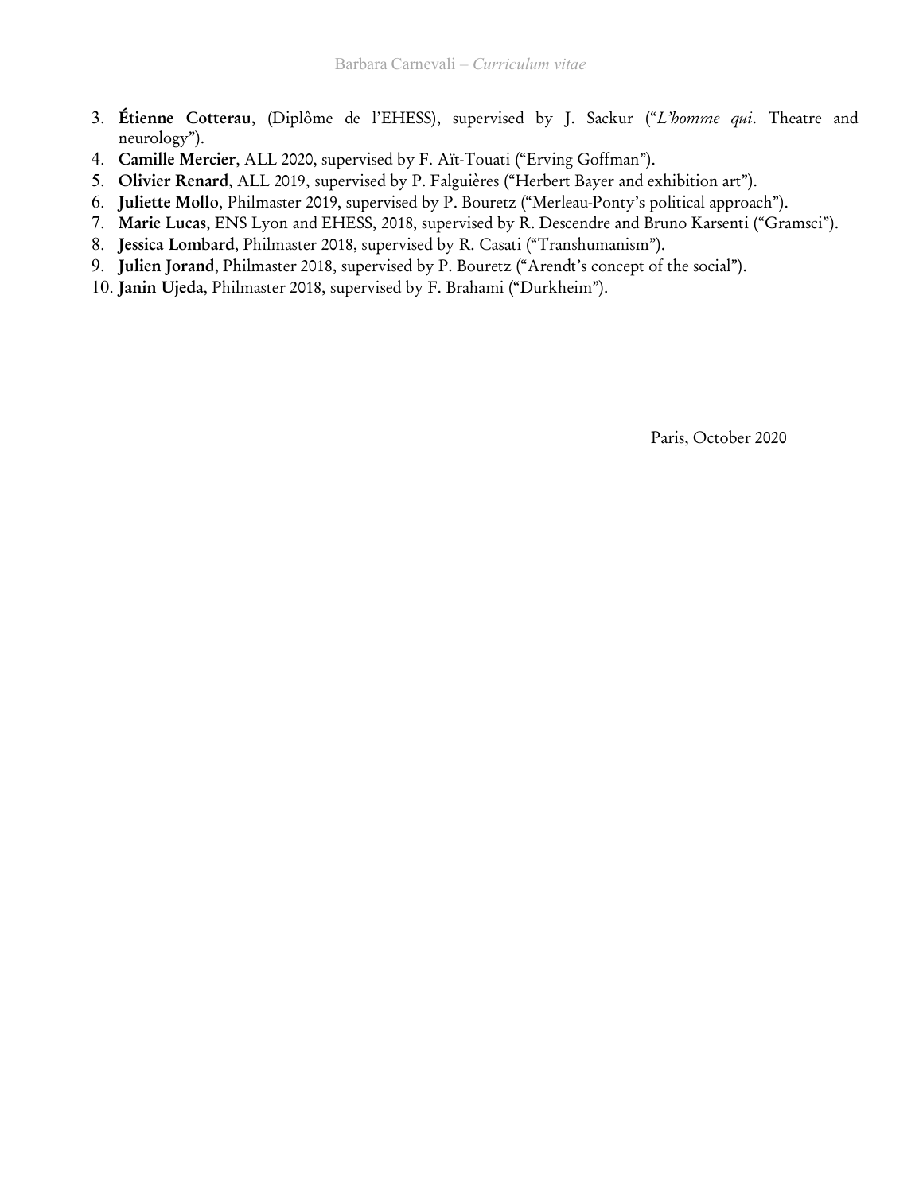3. **Étienne Cotterau**, (Diplôme de l'EHESS), supervised by J. Sackur ("*L'homme qui*. Theatre and neurology").
4. **Camille Mercier**, ALL 2020, supervised by F. Aït-Touati ("Erving Goffman").
5. **Olivier Renard**, ALL 2019, supervised by P. Falguières ("Herbert Bayer and exhibition art").
6. **Juliette Mollo**, Philmaster 2019, supervised by P. Bouretz ("Merleau-Ponty's political approach").
7. **Marie Lucas**, ENS Lyon and EHESS, 2018, supervised by R. Descendre and Bruno Karsenti ("Gramsci").
8. **Jessica Lombard**, Philmaster 2018, supervised by R. Casati ("Transhumanism").
9. **Julien Jorand**, Philmaster 2018, supervised by P. Bouretz ("Arendt's concept of the social").
10. **Janin Ujeda**, Philmaster 2018, supervised by F. Brahami ("Durkheim").

Paris, October 2020